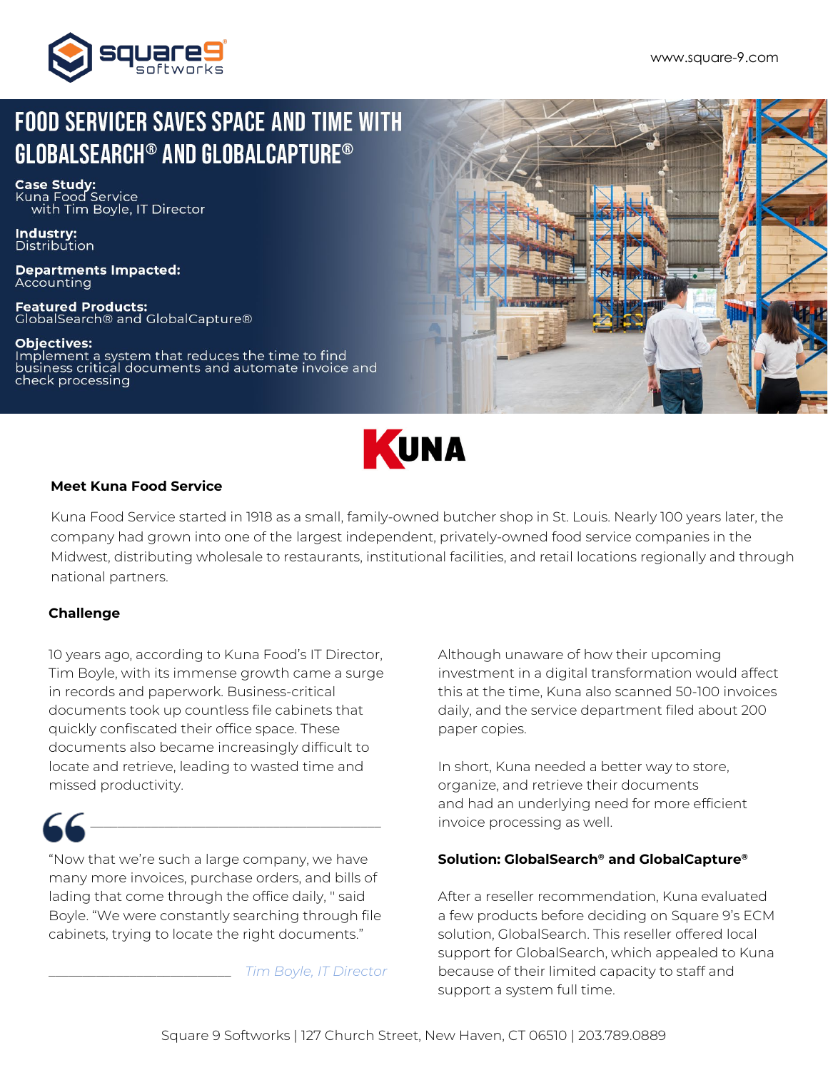# FOOD SERVICER SAVES SPACE AND TIME WITH GLOBALSEARCH® AND GLOBALCAPTURE®

**Case Study:**
Kuna Food Service
with Tim Boyle, IT Director

**Industry:**
Distribution

**Departments Impacted:**
Accounting

**Featured Products:**
GlobalSearch® and GlobalCapture®

**Objectives:**
Implement a system that reduces the time to find business critical documents and automate invoice and check processing

## Meet Kuna Food Service

Kuna Food Service started in 1918 as a small, family-owned butcher shop in St. Louis. Nearly 100 years later, the company had grown into one of the largest independent, privately-owned food service companies in the Midwest, distributing wholesale to restaurants, institutional facilities, and retail locations regionally and through national partners.

## Challenge

10 years ago, according to Kuna Food's IT Director, Tim Boyle, with its immense growth came a surge in records and paperwork. Business-critical documents took up countless file cabinets that quickly confiscated their office space. These documents also became increasingly difficult to locate and retrieve, leading to wasted time and missed productivity.

> "Now that we're such a large company, we have many more invoices, purchase orders, and bills of lading that come through the office daily, " said Boyle. "We were constantly searching through file cabinets, trying to locate the right documents."
>
> *Tim Boyle, IT Director*

Although unaware of how their upcoming investment in a digital transformation would affect this at the time, Kuna also scanned 50-100 invoices daily, and the service department filed about 200 paper copies.

In short, Kuna needed a better way to store, organize, and retrieve their documents and had an underlying need for more efficient invoice processing as well.

## Solution: GlobalSearch® and GlobalCapture®

After a reseller recommendation, Kuna evaluated a few products before deciding on Square 9's ECM solution, GlobalSearch. This reseller offered local support for GlobalSearch, which appealed to Kuna because of their limited capacity to staff and support a system full time.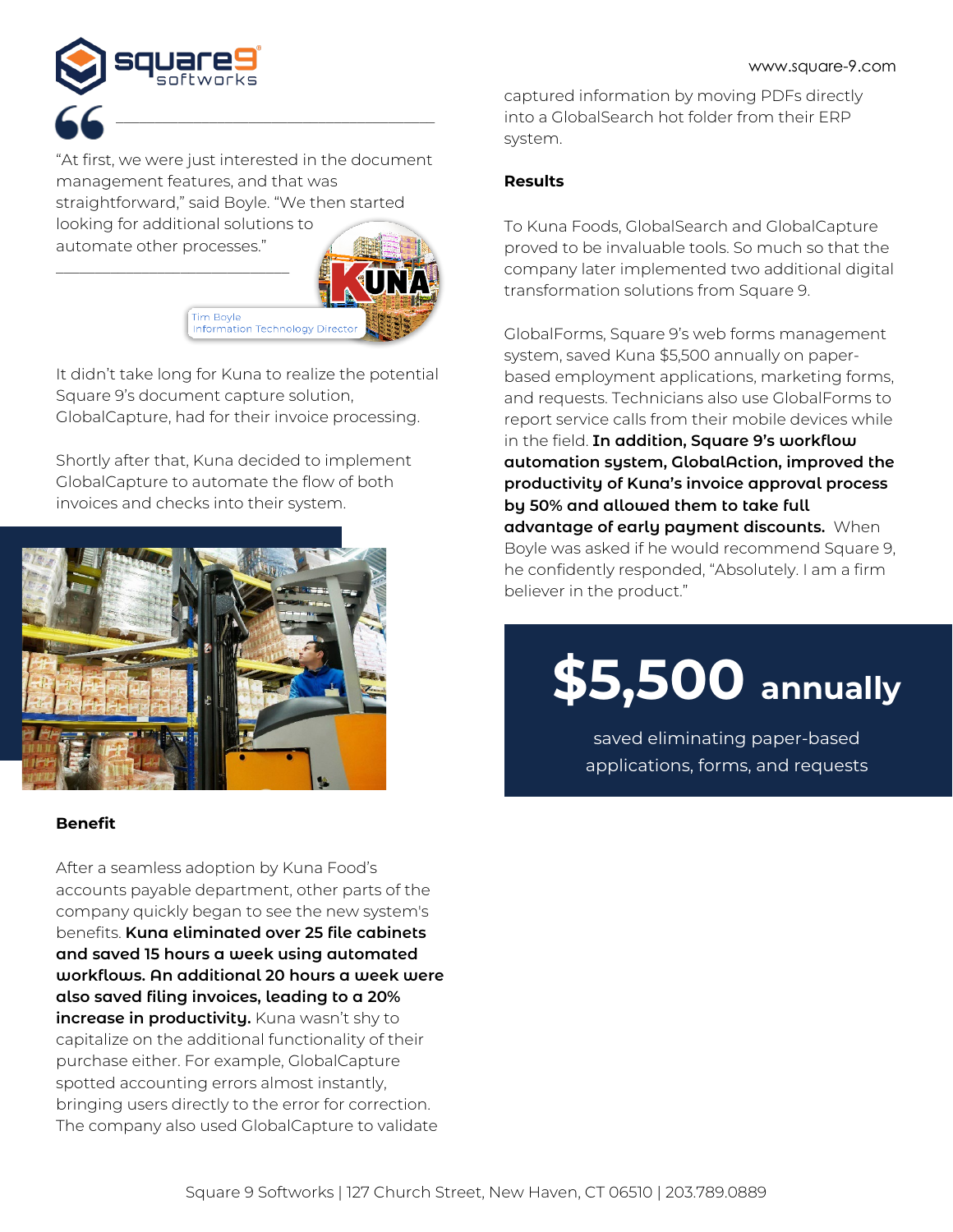"At first, we were just interested in the document management features, and that was straightforward," said Boyle. "We then started looking for additional solutions to automate other processes."

Tim Boyle
Information Technology Director

It didn't take long for Kuna to realize the potential Square 9's document capture solution, GlobalCapture, had for their invoice processing.

Shortly after that, Kuna decided to implement GlobalCapture to automate the flow of both invoices and checks into their system.

**Benefit**

After a seamless adoption by Kuna Food's accounts payable department, other parts of the company quickly began to see the new system's benefits. **Kuna eliminated over 25 file cabinets and saved 15 hours a week using automated workflows. An additional 20 hours a week were also saved filing invoices, leading to a 20% increase in productivity.** Kuna wasn't shy to capitalize on the additional functionality of their purchase either. For example, GlobalCapture spotted accounting errors almost instantly, bringing users directly to the error for correction. The company also used GlobalCapture to validate captured information by moving PDFs directly into a GlobalSearch hot folder from their ERP system.

**Results**

To Kuna Foods, GlobalSearch and GlobalCapture proved to be invaluable tools. So much so that the company later implemented two additional digital transformation solutions from Square 9.

GlobalForms, Square 9's web forms management system, saved Kuna $5,500 annually on paper-based employment applications, marketing forms, and requests. Technicians also use GlobalForms to report service calls from their mobile devices while in the field. **In addition, Square 9's workflow automation system, GlobalAction, improved the productivity of Kuna's invoice approval process by 50% and allowed them to take full advantage of early payment discounts.** When Boyle was asked if he would recommend Square 9, he confidently responded, "Absolutely. I am a firm believer in the product."

**$5,500 annually**

saved eliminating paper-based applications, forms, and requests

Square 9 Softworks | 127 Church Street, New Haven, CT 06510 | 203.789.0889